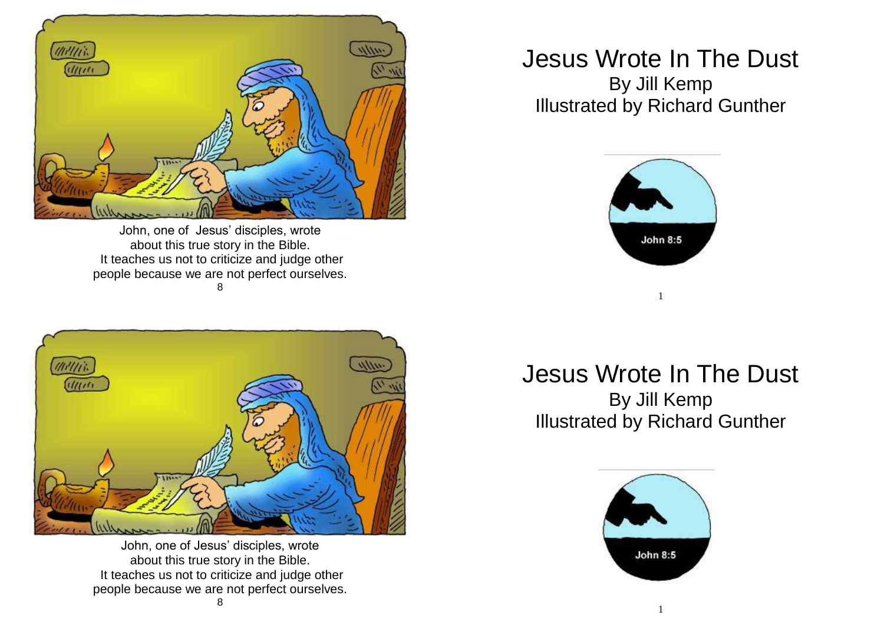John, one of Jesus' disciples, wrote about this true story in the Bible. It teaches us not to criticize and judge other people because we are not perfect ourselves.

# Jesus Wrote In The Dust

By Jill Kemp

Illustrated by Richard Gunther

John 8:5

John, one of Jesus' disciples, wrote about this true story in the Bible. It teaches us not to criticize and judge other people because we are not perfect ourselves.

# Jesus Wrote In The Dust

By Jill Kemp

Illustrated by Richard Gunther

John 8:5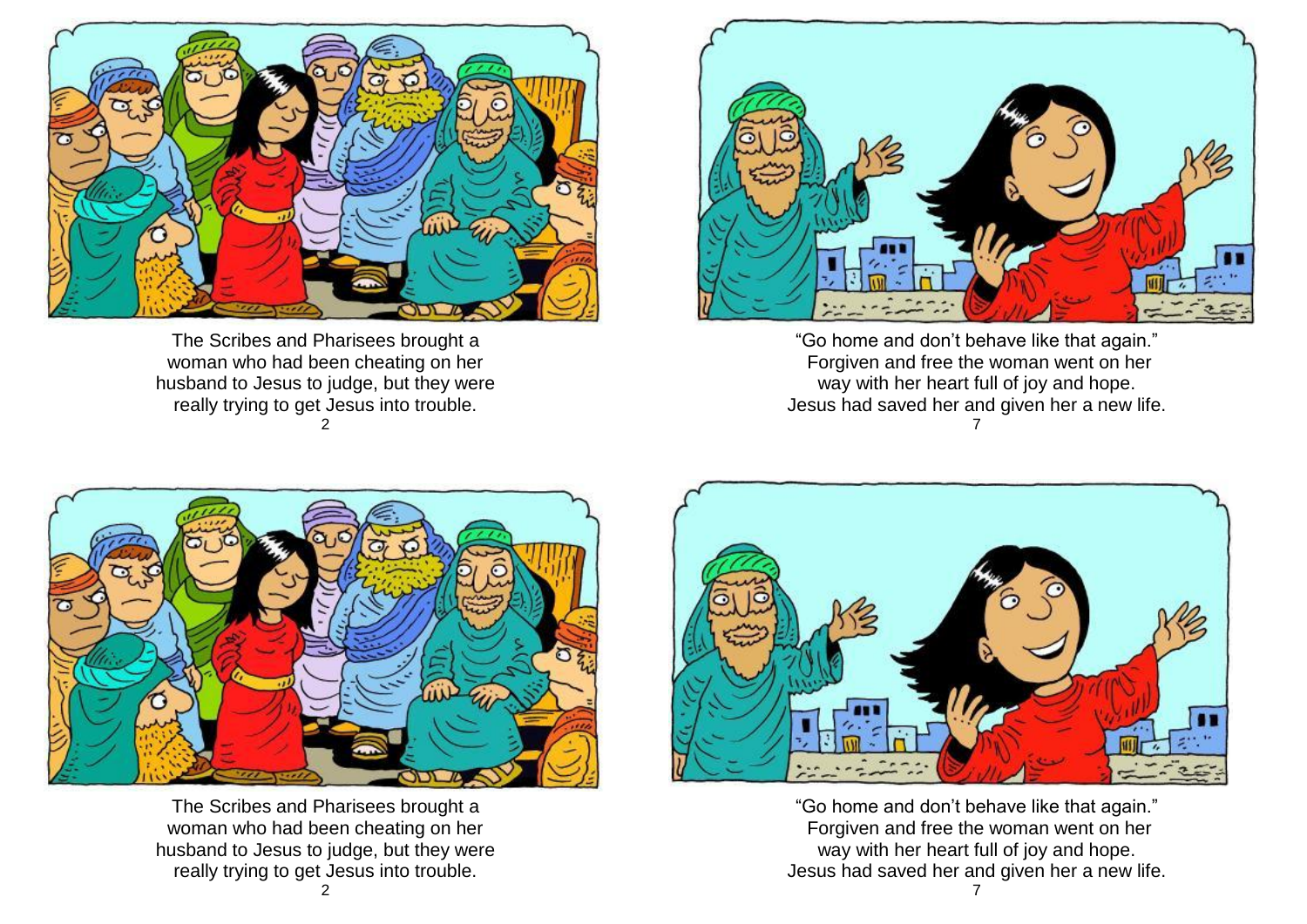The Scribes and Pharisees brought a woman who had been cheating on her husband to Jesus to judge, but they were really trying to get Jesus into trouble.

"Go home and don't behave like that again." Forgiven and free the woman went on her way with her heart full of joy and hope. Jesus had saved her and given her a new life.

The Scribes and Pharisees brought a woman who had been cheating on her husband to Jesus to judge, but they were really trying to get Jesus into trouble.

"Go home and don't behave like that again." Forgiven and free the woman went on her way with her heart full of joy and hope. Jesus had saved her and given her a new life.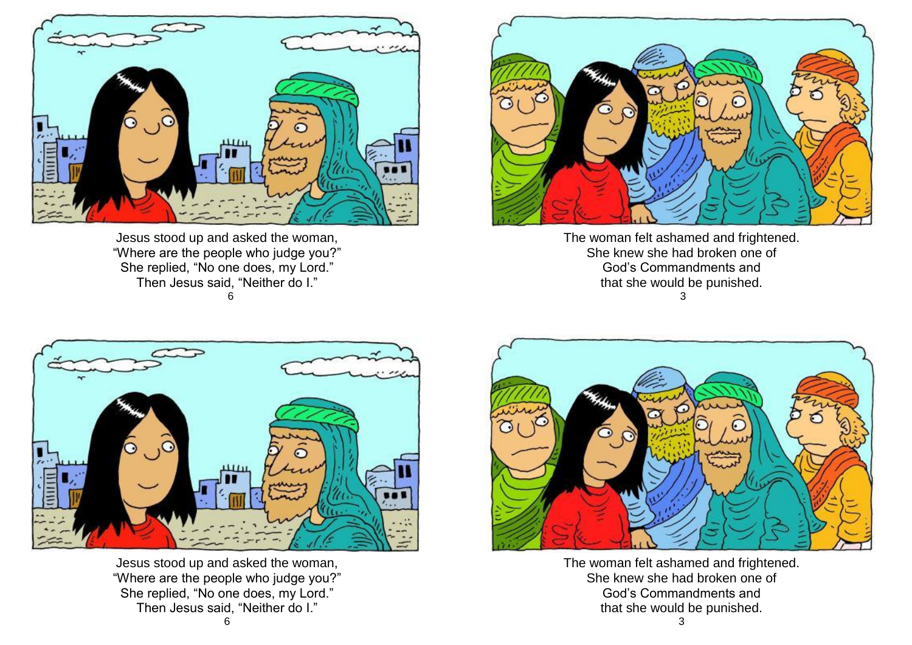Jesus stood up and asked the woman,
"Where are the people who judge you?"
She replied, "No one does, my Lord."
Then Jesus said, "Neither do I."

The woman felt ashamed and frightened.
She knew she had broken one of
God's Commandments and
that she would be punished.

Jesus stood up and asked the woman,
"Where are the people who judge you?"
She replied, "No one does, my Lord."
Then Jesus said, "Neither do I."

The woman felt ashamed and frightened.
She knew she had broken one of
God's Commandments and
that she would be punished.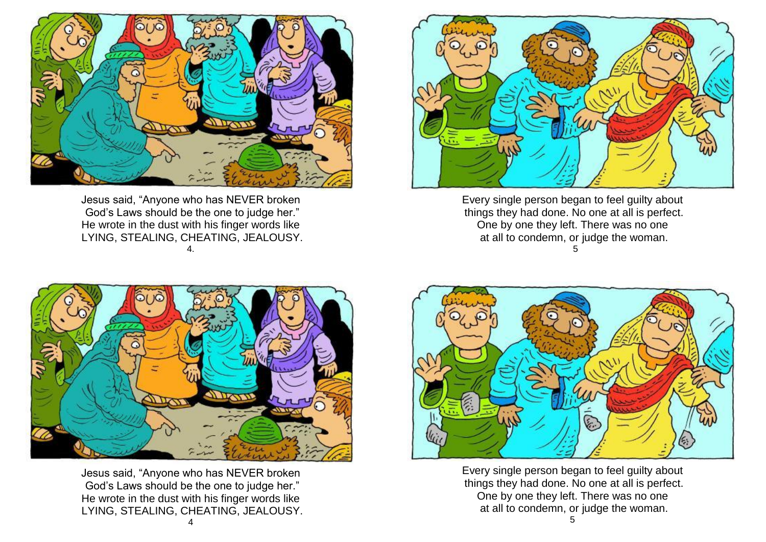Jesus said, “Anyone who has NEVER broken God’s Laws should be the one to judge her.” He wrote in the dust with his finger words like LYING, STEALING, CHEATING, JEALOUSY.

Every single person began to feel guilty about things they had done. No one at all is perfect. One by one they left. There was no one at all to condemn, or judge the woman.

Jesus said, “Anyone who has NEVER broken God’s Laws should be the one to judge her.” He wrote in the dust with his finger words like LYING, STEALING, CHEATING, JEALOUSY.

Every single person began to feel guilty about things they had done. No one at all is perfect. One by one they left. There was no one at all to condemn, or judge the woman.